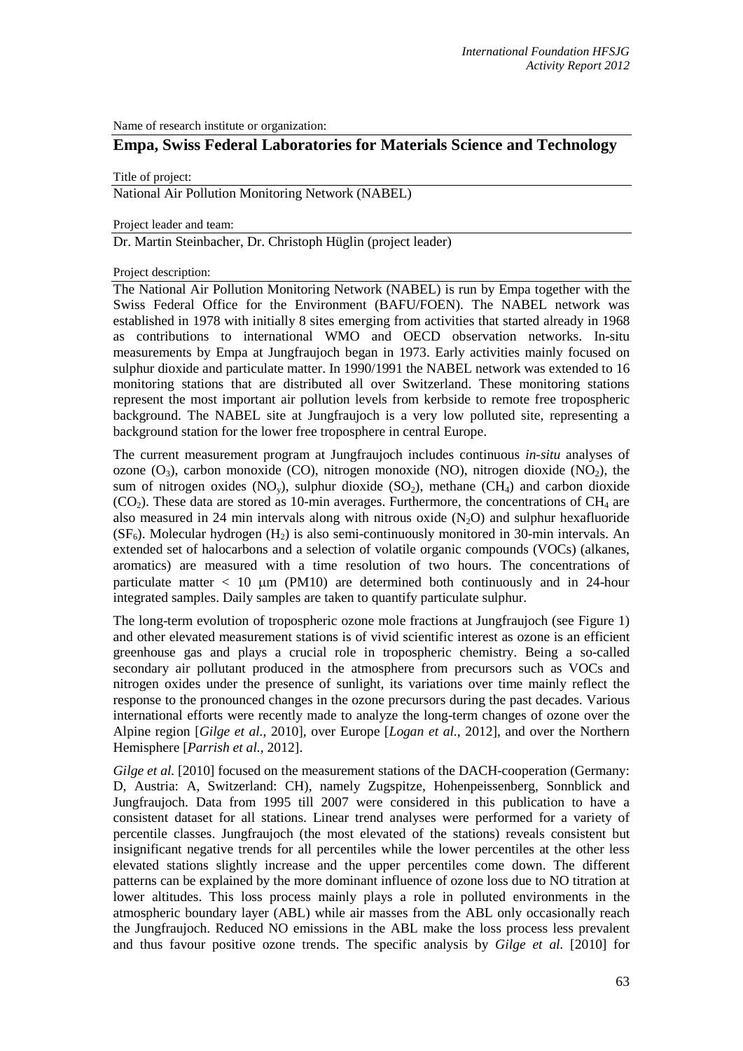Name of research institute or organization:

## Empa, Swiss Federal Laboratories for Materials Science and Technology

Title of project:

National Air Pollution Monitoring Network (NABEL)

Project leader and team:

Dr. Martin Steinbacher, Dr. Christoph Hüglin (project leader)

Project description:

The National Air Pollution Monitoring Network (NABEL) is run by Empa together with the Swiss Federal Office for the Environment (BAFU/FOEN). The NABEL network was established in 1978 with initially 8 sites emerging from activities that started already in 1968 as contributions to international WMO and OECD observation networks. In-situ measurements by Empa at Jungfraujoch began in 1973. Early activities mainly focused on sulphur dioxide and particulate matter. In 1990/1991 the NABEL network was extended to 16 monitoring stations that are distributed all over Switzerland. These monitoring stations represent the most important air pollution levels from kerbside to remote free tropospheric background. The NABEL site at Jungfraujoch is a very low polluted site, representing a background station for the lower free troposphere in central Europe.

The current measurement program at Jungfraujoch includes continuous *in-situ* analyses of ozone ($O_3$), carbon monoxide (CO), nitrogen monoxide (NO), nitrogen dioxide ($NO_2$), the sum of nitrogen oxides ($NO_y$), sulphur dioxide ($SO_2$), methane ($CH_4$) and carbon dioxide ($CO_2$). These data are stored as 10-min averages. Furthermore, the concentrations of $CH_4$ are also measured in 24 min intervals along with nitrous oxide ($N_2O$) and sulphur hexafluoride ($SF_6$). Molecular hydrogen ($H_2$) is also semi-continuously monitored in 30-min intervals. An extended set of halocarbons and a selection of volatile organic compounds (VOCs) (alkanes, aromatics) are measured with a time resolution of two hours. The concentrations of particulate matter < 10 μm (PM10) are determined both continuously and in 24-hour integrated samples. Daily samples are taken to quantify particulate sulphur.

The long-term evolution of tropospheric ozone mole fractions at Jungfraujoch (see Figure 1) and other elevated measurement stations is of vivid scientific interest as ozone is an efficient greenhouse gas and plays a crucial role in tropospheric chemistry. Being a so-called secondary air pollutant produced in the atmosphere from precursors such as VOCs and nitrogen oxides under the presence of sunlight, its variations over time mainly reflect the response to the pronounced changes in the ozone precursors during the past decades. Various international efforts were recently made to analyze the long-term changes of ozone over the Alpine region [*Gilge et al.*, 2010], over Europe [*Logan et al.*, 2012], and over the Northern Hemisphere [*Parrish et al.*, 2012].

*Gilge et al.* [2010] focused on the measurement stations of the DACH-cooperation (Germany: D, Austria: A, Switzerland: CH), namely Zugspitze, Hohenpeissenberg, Sonnblick and Jungfraujoch. Data from 1995 till 2007 were considered in this publication to have a consistent dataset for all stations. Linear trend analyses were performed for a variety of percentile classes. Jungfraujoch (the most elevated of the stations) reveals consistent but insignificant negative trends for all percentiles while the lower percentiles at the other less elevated stations slightly increase and the upper percentiles come down. The different patterns can be explained by the more dominant influence of ozone loss due to NO titration at lower altitudes. This loss process mainly plays a role in polluted environments in the atmospheric boundary layer (ABL) while air masses from the ABL only occasionally reach the Jungfraujoch. Reduced NO emissions in the ABL make the loss process less prevalent and thus favour positive ozone trends. The specific analysis by *Gilge et al.* [2010] for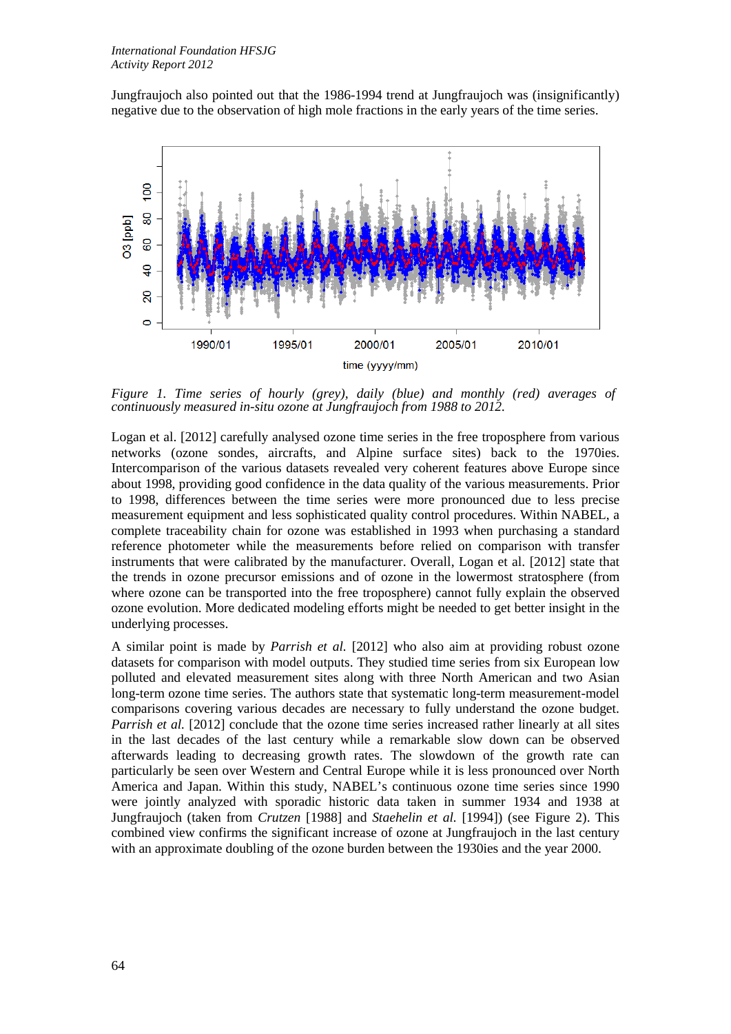Jungfraujoch also pointed out that the 1986-1994 trend at Jungfraujoch was (insignificantly) negative due to the observation of high mole fractions in the early years of the time series.

*Figure 1. Time series of hourly (grey), daily (blue) and monthly (red) averages of continuously measured in-situ ozone at Jungfraujoch from 1988 to 2012.*

Logan et al. [2012] carefully analysed ozone time series in the free troposphere from various networks (ozone sondes, aircrafts, and Alpine surface sites) back to the 1970ies. Intercomparison of the various datasets revealed very coherent features above Europe since about 1998, providing good confidence in the data quality of the various measurements. Prior to 1998, differences between the time series were more pronounced due to less precise measurement equipment and less sophisticated quality control procedures. Within NABEL, a complete traceability chain for ozone was established in 1993 when purchasing a standard reference photometer while the measurements before relied on comparison with transfer instruments that were calibrated by the manufacturer. Overall, Logan et al. [2012] state that the trends in ozone precursor emissions and of ozone in the lowermost stratosphere (from where ozone can be transported into the free troposphere) cannot fully explain the observed ozone evolution. More dedicated modeling efforts might be needed to get better insight in the underlying processes.

A similar point is made by *Parrish et al.* [2012] who also aim at providing robust ozone datasets for comparison with model outputs. They studied time series from six European low polluted and elevated measurement sites along with three North American and two Asian long-term ozone time series. The authors state that systematic long-term measurement-model comparisons covering various decades are necessary to fully understand the ozone budget. *Parrish et al.* [2012] conclude that the ozone time series increased rather linearly at all sites in the last decades of the last century while a remarkable slow down can be observed afterwards leading to decreasing growth rates. The slowdown of the growth rate can particularly be seen over Western and Central Europe while it is less pronounced over North America and Japan. Within this study, NABEL's continuous ozone time series since 1990 were jointly analyzed with sporadic historic data taken in summer 1934 and 1938 at Jungfraujoch (taken from *Crutzen* [1988] and *Staehelin et al.* [1994]) (see Figure 2). This combined view confirms the significant increase of ozone at Jungfraujoch in the last century with an approximate doubling of the ozone burden between the 1930ies and the year 2000.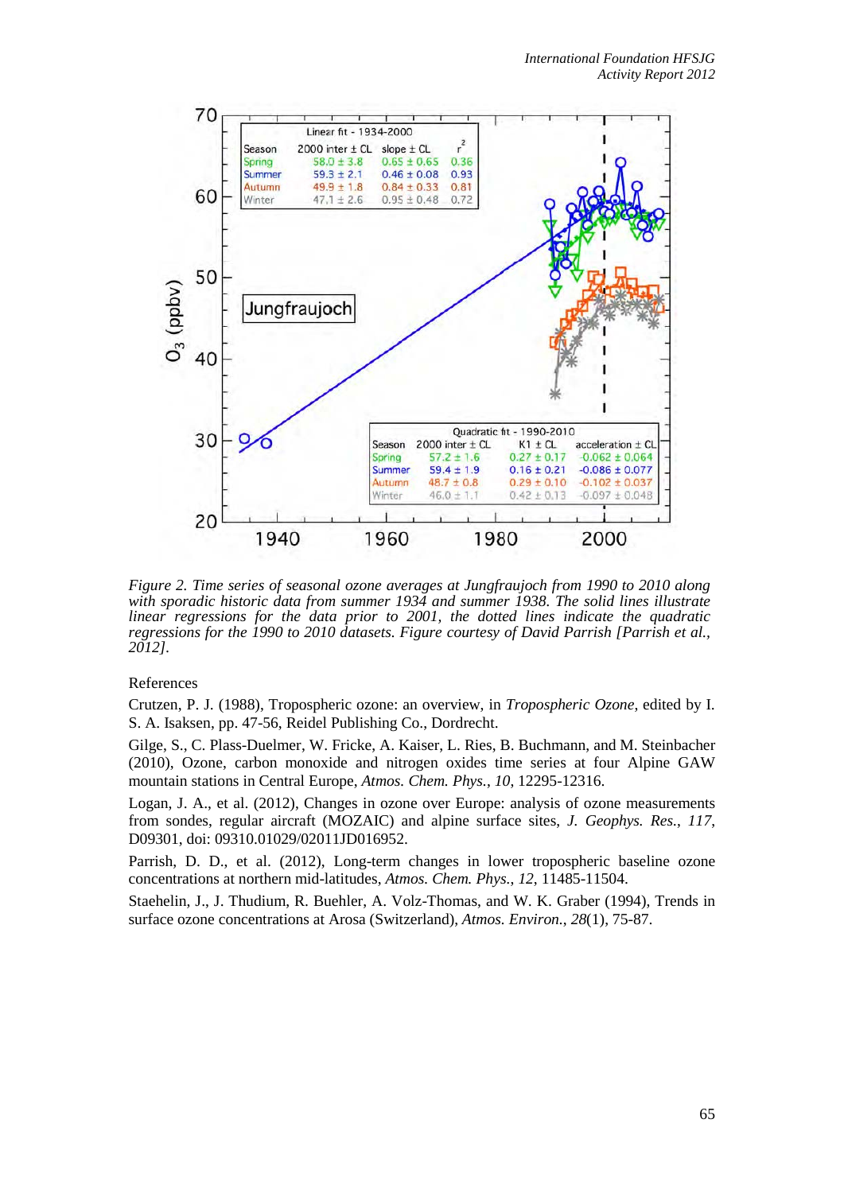*Figure 2. Time series of seasonal ozone averages at Jungfraujoch from 1990 to 2010 along with sporadic historic data from summer 1934 and summer 1938. The solid lines illustrate linear regressions for the data prior to 2001, the dotted lines indicate the quadratic regressions for the 1990 to 2010 datasets. Figure courtesy of David Parrish [Parrish et al., 2012].*

References

Crutzen, P. J. (1988), Tropospheric ozone: an overview, in *Tropospheric Ozone*, edited by I. S. A. Isaksen, pp. 47-56, Reidel Publishing Co., Dordrecht.

Gilge, S., C. Plass-Duelmer, W. Fricke, A. Kaiser, L. Ries, B. Buchmann, and M. Steinbacher (2010), Ozone, carbon monoxide and nitrogen oxides time series at four Alpine GAW mountain stations in Central Europe, *Atmos. Chem. Phys.*, *10*, 12295-12316.

Logan, J. A., et al. (2012), Changes in ozone over Europe: analysis of ozone measurements from sondes, regular aircraft (MOZAIC) and alpine surface sites, *J. Geophys. Res.*, *117*, D09301, doi: 09310.01029/02011JD016952.

Parrish, D. D., et al. (2012), Long-term changes in lower tropospheric baseline ozone concentrations at northern mid-latitudes, *Atmos. Chem. Phys.*, *12*, 11485-11504.

Staehelin, J., J. Thudium, R. Buehler, A. Volz-Thomas, and W. K. Graber (1994), Trends in surface ozone concentrations at Arosa (Switzerland), *Atmos. Environ.*, *28*(1), 75-87.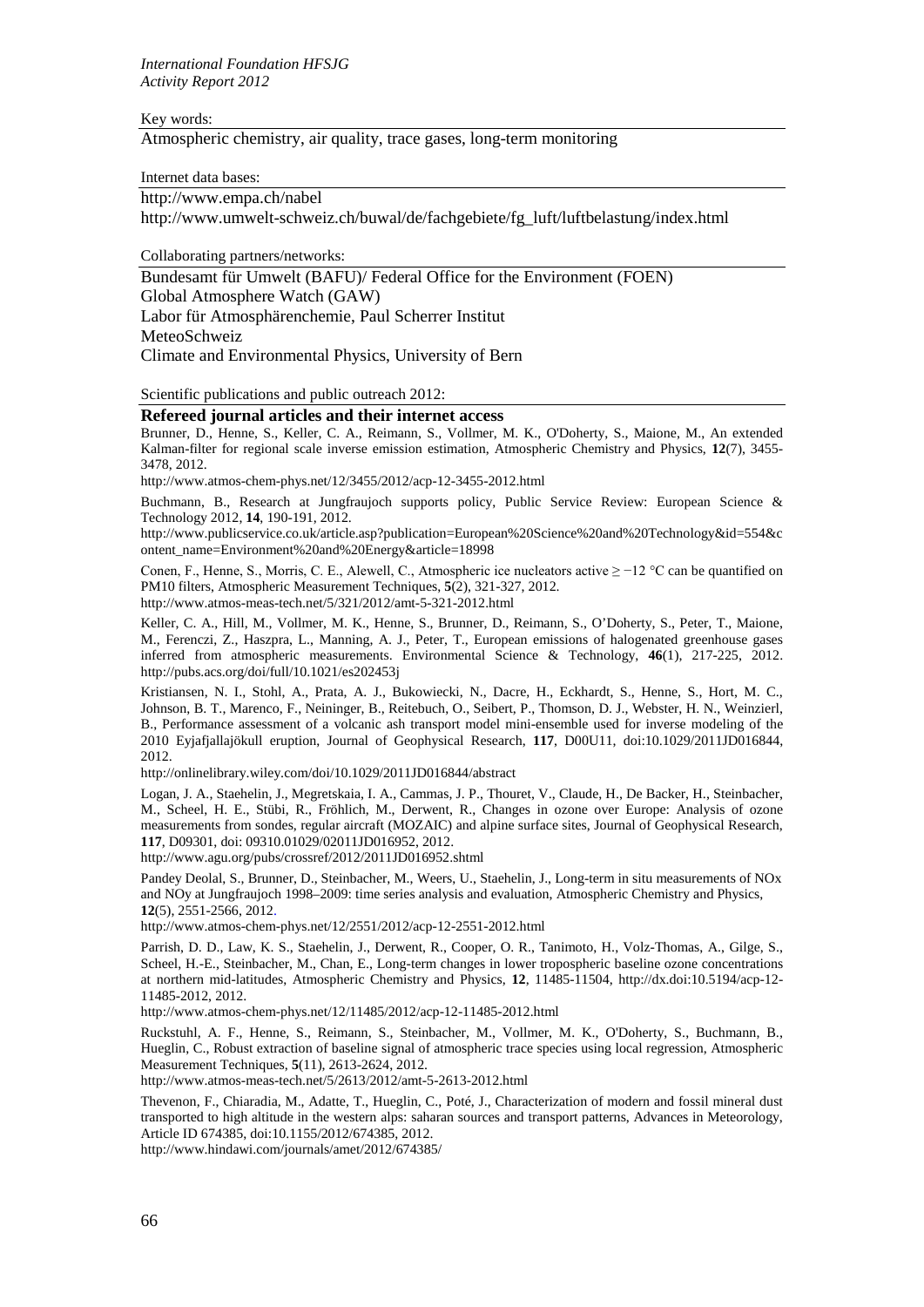Key words:

Atmospheric chemistry, air quality, trace gases, long-term monitoring

Internet data bases:

http://www.empa.ch/nabel
http://www.umwelt-schweiz.ch/buwal/de/fachgebiete/fg_luft/luftbelastung/index.html

Collaborating partners/networks:

Bundesamt für Umwelt (BAFU)/ Federal Office for the Environment (FOEN)
Global Atmosphere Watch (GAW)
Labor für Atmosphärenchemie, Paul Scherrer Institut
MeteoSchweiz
Climate and Environmental Physics, University of Bern

Scientific publications and public outreach 2012:

**Refereed journal articles and their internet access**

Brunner, D., Henne, S., Keller, C. A., Reimann, S., Vollmer, M. K., O'Doherty, S., Maione, M., An extended Kalman-filter for regional scale inverse emission estimation, Atmospheric Chemistry and Physics, **12**(7), 3455-3478, 2012.
http://www.atmos-chem-phys.net/12/3455/2012/acp-12-3455-2012.html

Buchmann, B., Research at Jungfraujoch supports policy, Public Service Review: European Science & Technology 2012, **14**, 190-191, 2012.
http://www.publicservice.co.uk/article.asp?publication=European%20Science%20and%20Technology&id=554&content_name=Environment%20and%20Energy&article=18998

Conen, F., Henne, S., Morris, C. E., Alewell, C., Atmospheric ice nucleators active ≥ −12 °C can be quantified on PM10 filters, Atmospheric Measurement Techniques, **5**(2), 321-327, 2012.
http://www.atmos-meas-tech.net/5/321/2012/amt-5-321-2012.html

Keller, C. A., Hill, M., Vollmer, M. K., Henne, S., Brunner, D., Reimann, S., O'Doherty, S., Peter, T., Maione, M., Ferenczi, Z., Haszpra, L., Manning, A. J., Peter, T., European emissions of halogenated greenhouse gases inferred from atmospheric measurements. Environmental Science & Technology, **46**(1), 217-225, 2012. http://pubs.acs.org/doi/full/10.1021/es202453j

Kristiansen, N. I., Stohl, A., Prata, A. J., Bukowiecki, N., Dacre, H., Eckhardt, S., Henne, S., Hort, M. C., Johnson, B. T., Marenco, F., Neininger, B., Reitebuch, O., Seibert, P., Thomson, D. J., Webster, H. N., Weinzierl, B., Performance assessment of a volcanic ash transport model mini-ensemble used for inverse modeling of the 2010 Eyjafjallajökull eruption, Journal of Geophysical Research, **117**, D00U11, doi:10.1029/2011JD016844, 2012.
http://onlinelibrary.wiley.com/doi/10.1029/2011JD016844/abstract

Logan, J. A., Staehelin, J., Megretskaia, I. A., Cammas, J. P., Thouret, V., Claude, H., De Backer, H., Steinbacher, M., Scheel, H. E., Stübi, R., Fröhlich, M., Derwent, R., Changes in ozone over Europe: Analysis of ozone measurements from sondes, regular aircraft (MOZAIC) and alpine surface sites, Journal of Geophysical Research, **117**, D09301, doi: 09310.01029/02011JD016952, 2012.
http://www.agu.org/pubs/crossref/2012/2011JD016952.shtml

Pandey Deolal, S., Brunner, D., Steinbacher, M., Weers, U., Staehelin, J., Long-term in situ measurements of NOx and NOy at Jungfraujoch 1998–2009: time series analysis and evaluation, Atmospheric Chemistry and Physics, **12**(5), 2551-2566, 2012.
http://www.atmos-chem-phys.net/12/2551/2012/acp-12-2551-2012.html

Parrish, D. D., Law, K. S., Staehelin, J., Derwent, R., Cooper, O. R., Tanimoto, H., Volz-Thomas, A., Gilge, S., Scheel, H.-E., Steinbacher, M., Chan, E., Long-term changes in lower tropospheric baseline ozone concentrations at northern mid-latitudes, Atmospheric Chemistry and Physics, **12**, 11485-11504, http://dx.doi:10.5194/acp-12-11485-2012, 2012.
http://www.atmos-chem-phys.net/12/11485/2012/acp-12-11485-2012.html

Ruckstuhl, A. F., Henne, S., Reimann, S., Steinbacher, M., Vollmer, M. K., O'Doherty, S., Buchmann, B., Hueglin, C., Robust extraction of baseline signal of atmospheric trace species using local regression, Atmospheric Measurement Techniques, **5**(11), 2613-2624, 2012.
http://www.atmos-meas-tech.net/5/2613/2012/amt-5-2613-2012.html

Thevenon, F., Chiaradia, M., Adatte, T., Hueglin, C., Poté, J., Characterization of modern and fossil mineral dust transported to high altitude in the western alps: saharan sources and transport patterns, Advances in Meteorology, Article ID 674385, doi:10.1155/2012/674385, 2012.
http://www.hindawi.com/journals/amet/2012/674385/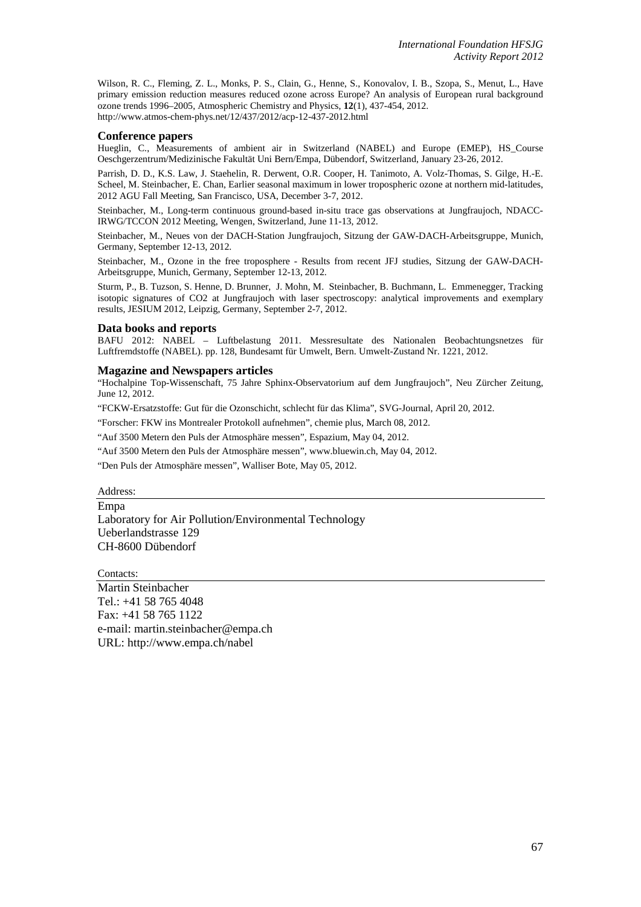Wilson, R. C., Fleming, Z. L., Monks, P. S., Clain, G., Henne, S., Konovalov, I. B., Szopa, S., Menut, L., Have primary emission reduction measures reduced ozone across Europe? An analysis of European rural background ozone trends 1996–2005, Atmospheric Chemistry and Physics, **12**(1), 437-454, 2012. http://www.atmos-chem-phys.net/12/437/2012/acp-12-437-2012.html

### Conference papers

Hueglin, C., Measurements of ambient air in Switzerland (NABEL) and Europe (EMEP), HS_Course Oeschgerzentrum/Medizinische Fakultät Uni Bern/Empa, Dübendorf, Switzerland, January 23-26, 2012.

Parrish, D. D., K.S. Law, J. Staehelin, R. Derwent, O.R. Cooper, H. Tanimoto, A. Volz-Thomas, S. Gilge, H.-E. Scheel, M. Steinbacher, E. Chan, Earlier seasonal maximum in lower tropospheric ozone at northern mid-latitudes, 2012 AGU Fall Meeting, San Francisco, USA, December 3-7, 2012.

Steinbacher, M., Long-term continuous ground-based in-situ trace gas observations at Jungfraujoch, NDACC-IRWG/TCCON 2012 Meeting, Wengen, Switzerland, June 11-13, 2012.

Steinbacher, M., Neues von der DACH-Station Jungfraujoch, Sitzung der GAW-DACH-Arbeitsgruppe, Munich, Germany, September 12-13, 2012.

Steinbacher, M., Ozone in the free troposphere - Results from recent JFJ studies, Sitzung der GAW-DACH-Arbeitsgruppe, Munich, Germany, September 12-13, 2012.

Sturm, P., B. Tuzson, S. Henne, D. Brunner, J. Mohn, M. Steinbacher, B. Buchmann, L. Emmenegger, Tracking isotopic signatures of CO2 at Jungfraujoch with laser spectroscopy: analytical improvements and exemplary results, JESIUM 2012, Leipzig, Germany, September 2-7, 2012.

### Data books and reports

BAFU 2012: NABEL – Luftbelastung 2011. Messresultate des Nationalen Beobachtungsnetzes für Luftfremdstoffe (NABEL). pp. 128, Bundesamt für Umwelt, Bern. Umwelt-Zustand Nr. 1221, 2012.

### Magazine and Newspapers articles

"Hochalpine Top-Wissenschaft, 75 Jahre Sphinx-Observatorium auf dem Jungfraujoch", Neu Zürcher Zeitung, June 12, 2012.

"FCKW-Ersatzstoffe: Gut für die Ozonschicht, schlecht für das Klima", SVG-Journal, April 20, 2012.

"Forscher: FKW ins Montrealer Protokoll aufnehmen", chemie plus, March 08, 2012.

"Auf 3500 Metern den Puls der Atmosphäre messen", Espazium, May 04, 2012.

"Auf 3500 Metern den Puls der Atmosphäre messen", www.bluewin.ch, May 04, 2012.

"Den Puls der Atmosphäre messen", Walliser Bote, May 05, 2012.

Address:

Empa
Laboratory for Air Pollution/Environmental Technology
Ueberlandstrasse 129
CH-8600 Dübendorf

Contacts:

Martin Steinbacher
Tel.: +41 58 765 4048
Fax: +41 58 765 1122
e-mail: martin.steinbacher@empa.ch
URL: http://www.empa.ch/nabel